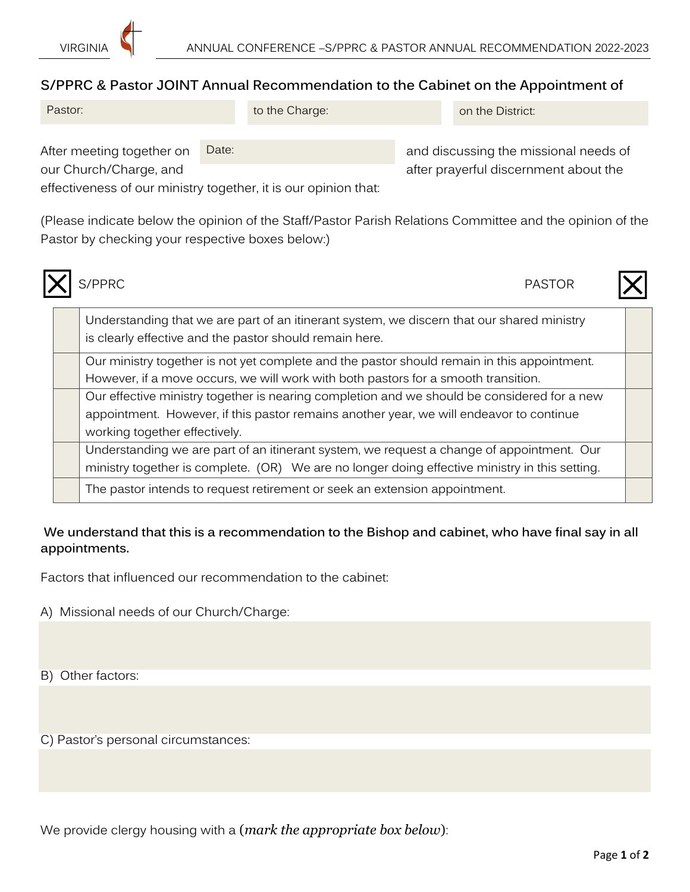## S/PPRC & Pastor JOINT Annual Recommendation to the Cabinet on the Appointment of

| Pastor: | to the Charge: | on the District: |
|---|---|---|

After meeting together on Date: ______ and discussing the missional needs of our Church/Charge, and after prayerful discernment about the effectiveness of our ministry together, it is our opinion that:

(Please indicate below the opinion of the Staff/Pastor Parish Relations Committee and the opinion of the Pastor by checking your respective boxes below:)

| S/PPRC ☒ | | PASTOR ☒ |
|---|---|---|
| | Understanding that we are part of an itinerant system, we discern that our shared ministry is clearly effective and the pastor should remain here. | |
| | Our ministry together is not yet complete and the pastor should remain in this appointment. However, if a move occurs, we will work with both pastors for a smooth transition. | |
| | Our effective ministry together is nearing completion and we should be considered for a new appointment. However, if this pastor remains another year, we will endeavor to continue working together effectively. | |
| | Understanding we are part of an itinerant system, we request a change of appointment. Our ministry together is complete. (OR) We are no longer doing effective ministry in this setting. | |
| | The pastor intends to request retirement or seek an extension appointment. | |

**We understand that this is a recommendation to the Bishop and cabinet, who have final say in all appointments.**

Factors that influenced our recommendation to the cabinet:

A) Missional needs of our Church/Charge:

B) Other factors:

C) Pastor's personal circumstances:

We provide clergy housing with a (*mark the appropriate box below*):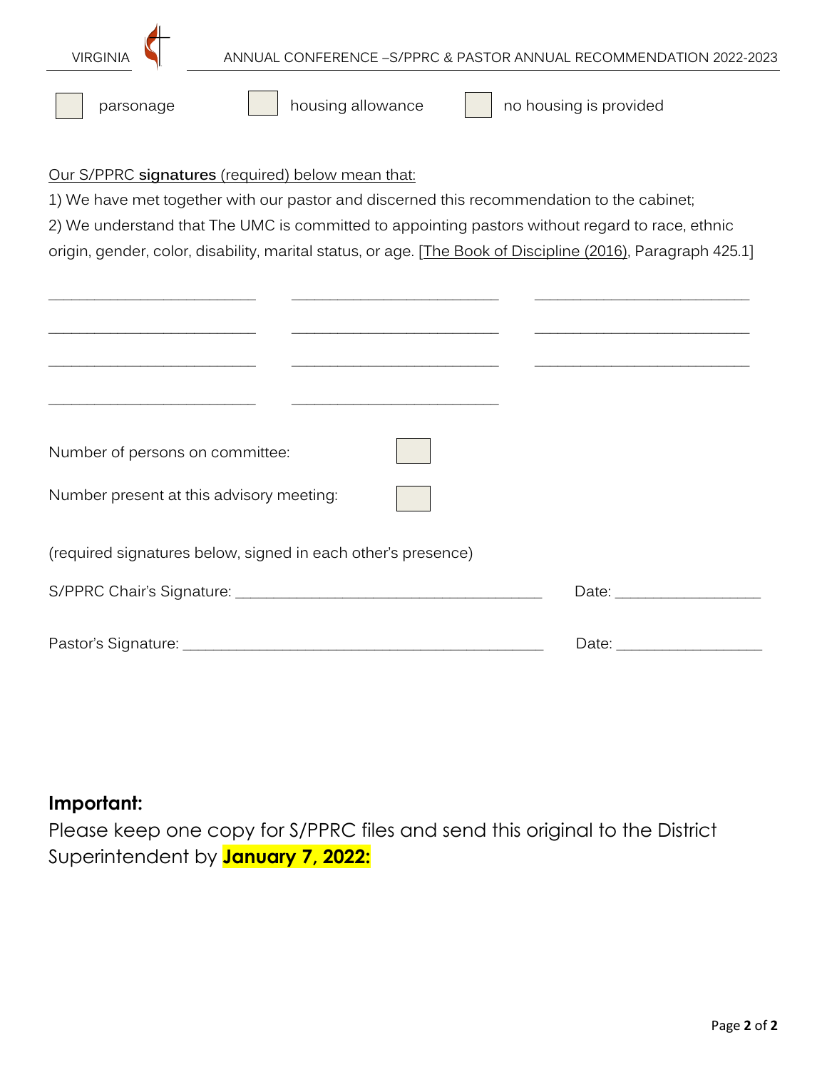☐ parsonage ☐ housing allowance ☐ no housing is provided

Our S/PPRC **signatures** (required) below mean that:

1) We have met together with our pastor and discerned this recommendation to the cabinet;

2) We understand that The UMC is committed to appointing pastors without regard to race, ethnic origin, gender, color, disability, marital status, or age. [The Book of Discipline (2016), Paragraph 425.1]

| | | |
|---|---|---|
| ____________________ | ____________________ | ____________________ |
| ____________________ | ____________________ | ____________________ |
| ____________________ | ____________________ | ____________________ |
| ____________________ | ____________________ | |

Number of persons on committee: ☐

Number present at this advisory meeting: ☐

(required signatures below, signed in each other's presence)

S/PPRC Chair's Signature: ______________________________ Date: ______________

Pastor's Signature: ____________________________________ Date: ______________

**Important:**

Please keep one copy for S/PPRC files and send this original to the District Superintendent by **January 7, 2022:**